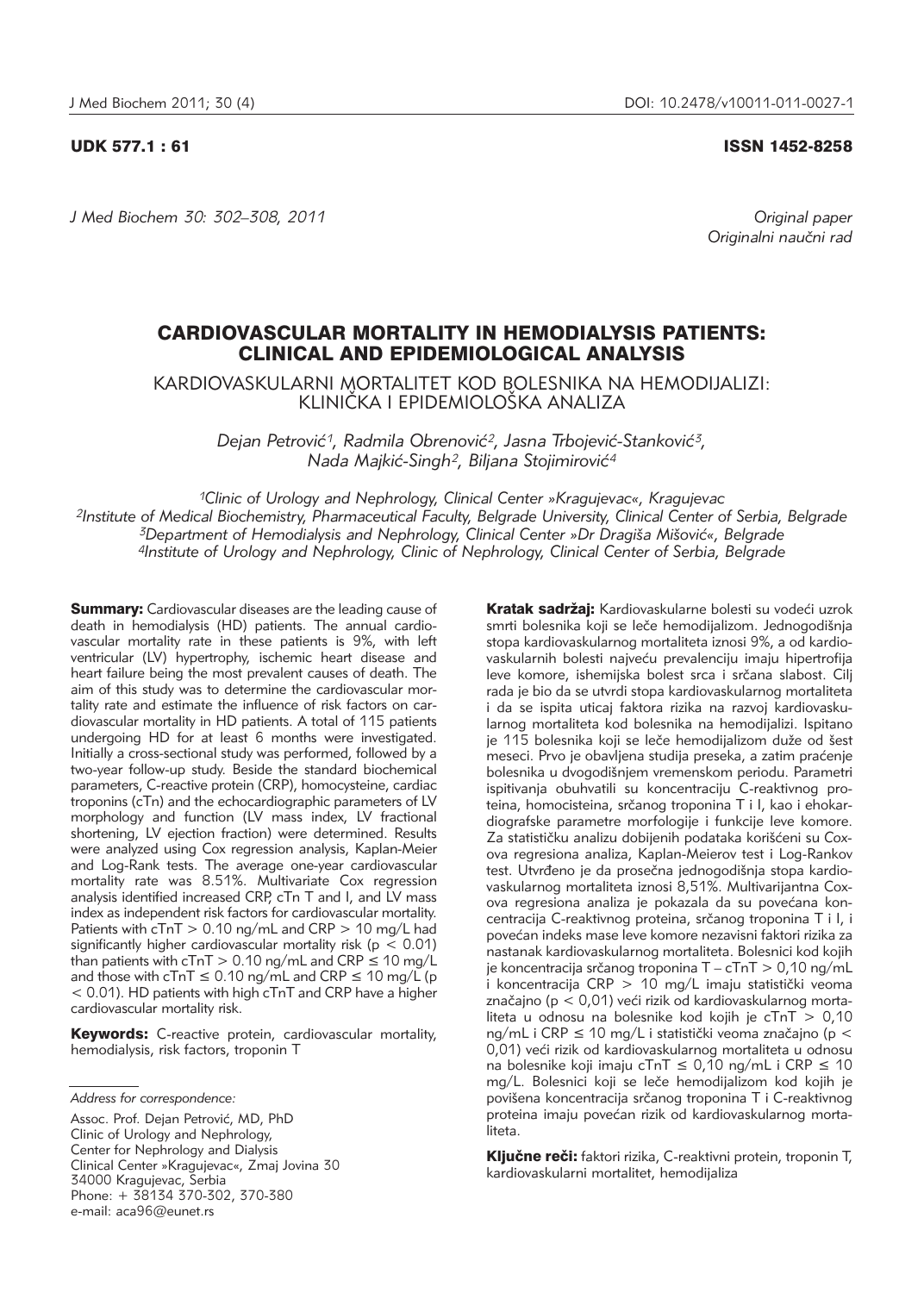UDK 577.1 : 61

ISSN 1452-8258

*Original paper*
*Originalni naučni rad*

# CARDIOVASCULAR MORTALITY IN HEMODIALYSIS PATIENTS: CLINICAL AND EPIDEMIOLOGICAL ANALYSIS

## KARDIOVASKULARNI MORTALITET KOD BOLESNIKA NA HEMODIJALIZI: KLINIČKA I EPIDEMIOLOŠKA ANALIZA

*Dejan Petrović[1], Radmila Obrenović[2], Jasna Trbojević-Stanković[3], Nada Majkić-Singh[2], Biljana Stojimirović[4]*

[1]*Clinic of Urology and Nephrology, Clinical Center »Kragujevac«, Kragujevac*
[2]*Institute of Medical Biochemistry, Pharmaceutical Faculty, Belgrade University, Clinical Center of Serbia, Belgrade*
[3]*Department of Hemodialysis and Nephrology, Clinical Center »Dr Dragiša Mišović«, Belgrade*
[4]*Institute of Urology and Nephrology, Clinic of Nephrology, Clinical Center of Serbia, Belgrade*

**Summary:** Cardiovascular diseases are the leading cause of death in hemodialysis (HD) patients. The annual cardiovascular mortality rate in these patients is 9%, with left ventricular (LV) hypertrophy, ischemic heart disease and heart failure being the most prevalent causes of death. The aim of this study was to determine the cardiovascular mortality rate and estimate the influence of risk factors on cardiovascular mortality in HD patients. A total of 115 patients undergoing HD for at least 6 months were investigated. Initially a cross-sectional study was performed, followed by a two-year follow-up study. Beside the standard biochemical parameters, C-reactive protein (CRP), homocysteine, cardiac troponins (cTn) and the echocardiographic parameters of LV morphology and function (LV mass index, LV fractional shortening, LV ejection fraction) were determined. Results were analyzed using Cox regression analysis, Kaplan-Meier and Log-Rank tests. The average one-year cardiovascular mortality rate was 8.51%. Multivariate Cox regression analysis identified increased CRP, cTn T and I, and LV mass index as independent risk factors for cardiovascular mortality. Patients with cTnT > 0.10 ng/mL and CRP > 10 mg/L had significantly higher cardiovascular mortality risk ($p < 0.01$) than patients with cTnT > 0.10 ng/mL and CRP ≤ 10 mg/L and those with cTnT ≤ 0.10 ng/mL and CRP ≤ 10 mg/L ($p < 0.01$). HD patients with high cTnT and CRP have a higher cardiovascular mortality risk.

**Keywords:** C-reactive protein, cardiovascular mortality, hemodialysis, risk factors, troponin T

**Kratak sadržaj:** Kardiovaskularne bolesti su vodeći uzrok smrti bolesnika koji se leče hemodijalizom. Jednogodišnja stopa kardiovaskularnog mortaliteta iznosi 9%, a od kardiovaskularnih bolesti najveću prevalenciju imaju hipertrofija leve komore, ishemijska bolest srca i srčana slabost. Cilj rada je bio da se utvrdi stopa kardiovaskularnog mortaliteta i da se ispita uticaj faktora rizika na razvoj kardiovaskularnog mortaliteta kod bolesnika na hemodijalizi. Ispitano je 115 bolesnika koji se leče hemodijalizom duže od šest meseci. Prvo je obavljena studija preseka, a zatim praćenje bolesnika u dvogodišnjem vremenskom periodu. Parametri ispitivanja obuhvatili su koncentraciju C-reaktivnog proteina, homocisteina, srčanog troponina T i I, kao i ehokardiografske parametre morfologije i funkcije leve komore. Za statističku analizu dobijenih podataka korišćeni su Coxova regresiona analiza, Kaplan-Meierov test i Log-Rankov test. Utvrđeno je da prosečna jednogodišnja stopa kardiovaskularnog mortaliteta iznosi 8,51%. Multivarijantna Coxova regresiona analiza je pokazala da su povećana koncentracija C-reaktivnog proteina, srčanog troponina T i I, i povećan indeks mase leve komore nezavisni faktori rizika za nastanak kardiovaskularnog mortaliteta. Bolesnici kod kojih je koncentracija srčanog troponina T – cTnT > 0,10 ng/mL i koncentracija CRP > 10 mg/L imaju statistički veoma značajno ($p < 0,01$) veći rizik od kardiovaskularnog mortaliteta u odnosu na bolesnike kod kojih je cTnT > 0,10 ng/mL i CRP ≤ 10 mg/L i statistički veoma značajno ($p < 0,01$) veći rizik od kardiovaskularnog mortaliteta u odnosu na bolesnike koji imaju cTnT ≤ 0,10 ng/mL i CRP ≤ 10 mg/L. Bolesnici koji se leče hemodijalizom kod kojih je povišena koncentracija srčanog troponina T i C-reaktivnog proteina imaju povećan rizik od kardiovaskularnog mortaliteta.

**Ključne reči:** faktori rizika, C-reaktivni protein, troponin T, kardiovaskularni mortalitet, hemodijaliza

*Address for correspondence:*

Assoc. Prof. Dejan Petrović, MD, PhD
Clinic of Urology and Nephrology,
Center for Nephrology and Dialysis
Clinical Center »Kragujevac«, Zmaj Jovina 30
34000 Kragujevac, Serbia
Phone: + 38134 370-302, 370-380
e-mail: aca96@eunet.rs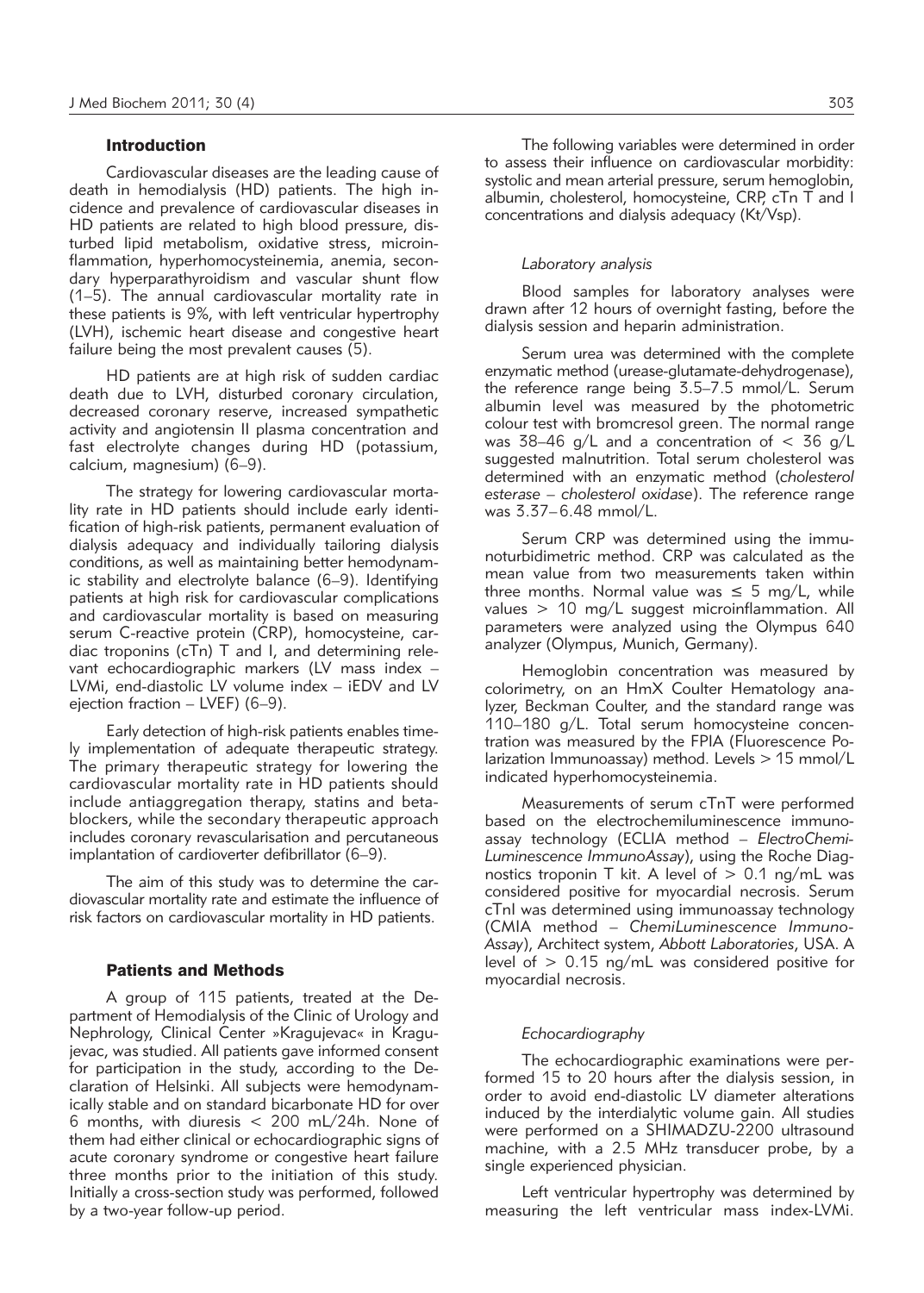## Introduction

Cardiovascular diseases are the leading cause of death in hemodialysis (HD) patients. The high incidence and prevalence of cardiovascular diseases in HD patients are related to high blood pressure, disturbed lipid metabolism, oxidative stress, microinflammation, hyperhomocysteinemia, anemia, secondary hyperparathyroidism and vascular shunt flow (1–5). The annual cardiovascular mortality rate in these patients is 9%, with left ventricular hypertrophy (LVH), ischemic heart disease and congestive heart failure being the most prevalent causes (5).

HD patients are at high risk of sudden cardiac death due to LVH, disturbed coronary circulation, decreased coronary reserve, increased sympathetic activity and angiotensin II plasma concentration and fast electrolyte changes during HD (potassium, calcium, magnesium) (6–9).

The strategy for lowering cardiovascular mortality rate in HD patients should include early identification of high-risk patients, permanent evaluation of dialysis adequacy and individually tailoring dialysis conditions, as well as maintaining better hemodynamic stability and electrolyte balance (6–9). Identifying patients at high risk for cardiovascular complications and cardiovascular mortality is based on measuring serum C-reactive protein (CRP), homocysteine, cardiac troponins (cTn) T and I, and determining relevant echocardiographic markers (LV mass index – LVMi, end-diastolic LV volume index – iEDV and LV ejection fraction – LVEF) (6–9).

Early detection of high-risk patients enables timely implementation of adequate therapeutic strategy. The primary therapeutic strategy for lowering the cardiovascular mortality rate in HD patients should include antiaggregation therapy, statins and beta-blockers, while the secondary therapeutic approach includes coronary revascularisation and percutaneous implantation of cardioverter defibrillator (6–9).

The aim of this study was to determine the cardiovascular mortality rate and estimate the influence of risk factors on cardiovascular mortality in HD patients.

## Patients and Methods

A group of 115 patients, treated at the Department of Hemodialysis of the Clinic of Urology and Nephrology, Clinical Center »Kragujevac« in Kragujevac, was studied. All patients gave informed consent for participation in the study, according to the Declaration of Helsinki. All subjects were hemodynamically stable and on standard bicarbonate HD for over 6 months, with diuresis < 200 mL/24h. None of them had either clinical or echocardiographic signs of acute coronary syndrome or congestive heart failure three months prior to the initiation of this study. Initially a cross-section study was performed, followed by a two-year follow-up period.

The following variables were determined in order to assess their influence on cardiovascular morbidity: systolic and mean arterial pressure, serum hemoglobin, albumin, cholesterol, homocysteine, CRP, cTn T and I concentrations and dialysis adequacy (Kt/Vsp).

### *Laboratory analysis*

Blood samples for laboratory analyses were drawn after 12 hours of overnight fasting, before the dialysis session and heparin administration.

Serum urea was determined with the complete enzymatic method (urease-glutamate-dehydrogenase), the reference range being 3.5–7.5 mmol/L. Serum albumin level was measured by the photometric colour test with bromcresol green. The normal range was 38–46 g/L and a concentration of < 36 g/L suggested malnutrition. Total serum cholesterol was determined with an enzymatic method (*cholesterol esterase – cholesterol oxidase*). The reference range was 3.37–6.48 mmol/L.

Serum CRP was determined using the immunoturbidimetric method. CRP was calculated as the mean value from two measurements taken within three months. Normal value was ≤ 5 mg/L, while values > 10 mg/L suggest microinflammation. All parameters were analyzed using the Olympus 640 analyzer (Olympus, Munich, Germany).

Hemoglobin concentration was measured by colorimetry, on an HmX Coulter Hematology analyzer, Beckman Coulter, and the standard range was 110–180 g/L. Total serum homocysteine concentration was measured by the FPIA (Fluorescence Polarization Immunoassay) method. Levels > 15 mmol/L indicated hyperhomocysteinemia.

Measurements of serum cTnT were performed based on the electrochemiluminescence immunoassay technology (ECLIA method – *ElectroChemi-Luminescence ImmunoAssay*), using the Roche Diagnostics troponin T kit. A level of > 0.1 ng/mL was considered positive for myocardial necrosis. Serum cTnI was determined using immunoassay technology (CMIA method – *ChemiLuminescence Immuno-Assay*), Architect system, *Abbott Laboratories*, USA. A level of > 0.15 ng/mL was considered positive for myocardial necrosis.

### *Echocardiography*

The echocardiographic examinations were performed 15 to 20 hours after the dialysis session, in order to avoid end-diastolic LV diameter alterations induced by the interdialytic volume gain. All studies were performed on a SHIMADZU-2200 ultrasound machine, with a 2.5 MHz transducer probe, by a single experienced physician.

Left ventricular hypertrophy was determined by measuring the left ventricular mass index-LVMi.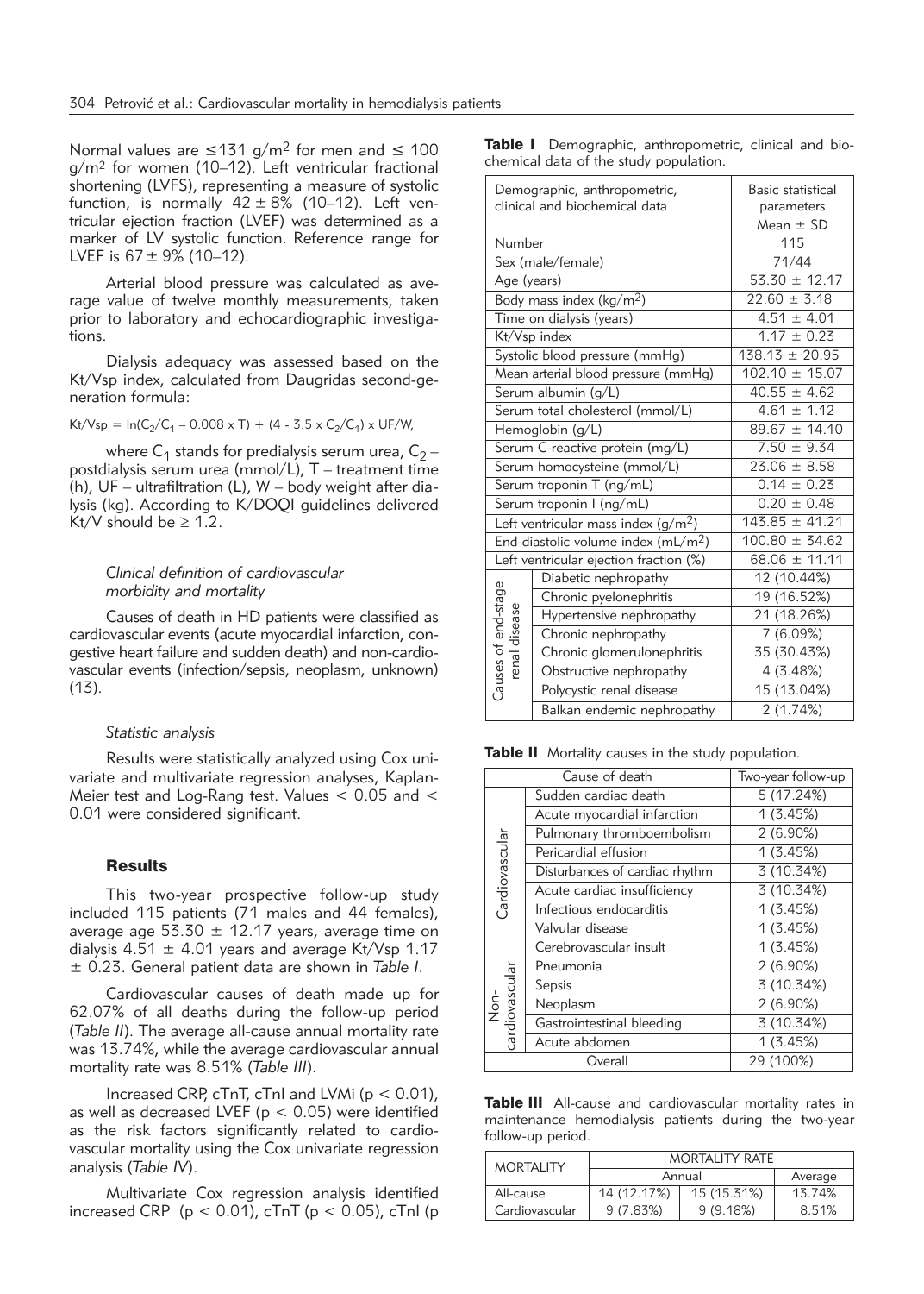Normal values are ≤131 g/m$^2$ for men and ≤ 100 g/m$^2$ for women (10–12). Left ventricular fractional shortening (LVFS), representing a measure of systolic function, is normally $42 \pm 8\%$ (10–12). Left ventricular ejection fraction (LVEF) was determined as a marker of LV systolic function. Reference range for LVEF is $67 \pm 9\%$ (10–12).

Arterial blood pressure was calculated as average value of twelve monthly measurements, taken prior to laboratory and echocardiographic investigations.

Dialysis adequacy was assessed based on the Kt/Vsp index, calculated from Daugridas second-generation formula:

$$Kt/Vsp = \ln(C_2/C_1 - 0.008 \times T) + (4 - 3.5 \times C_2/C_1) \times UF/W,$$

where $C_1$ stands for predialysis serum urea, $C_2$ – postdialysis serum urea (mmol/L), T – treatment time (h), UF – ultrafiltration (L), W – body weight after dialysis (kg). According to K/DOQI guidelines delivered Kt/V should be ≥ 1.2.

### *Clinical definition of cardiovascular morbidity and mortality*

Causes of death in HD patients were classified as cardiovascular events (acute myocardial infarction, congestive heart failure and sudden death) and non-cardiovascular events (infection/sepsis, neoplasm, unknown) (13).

### *Statistic analysis*

Results were statistically analyzed using Cox univariate and multivariate regression analyses, Kaplan-Meier test and Log-Rang test. Values < 0.05 and < 0.01 were considered significant.

## Results

This two-year prospective follow-up study included 115 patients (71 males and 44 females), average age $53.30 \pm 12.17$ years, average time on dialysis $4.51 \pm 4.01$ years and average Kt/Vsp 1.17 $\pm$ 0.23. General patient data are shown in *Table I*.

Cardiovascular causes of death made up for 62.07% of all deaths during the follow-up period (*Table II*). The average all-cause annual mortality rate was 13.74%, while the average cardiovascular annual mortality rate was 8.51% (*Table III*).

Increased CRP, cTnT, cTnI and LVMi ($p < 0.01$), as well as decreased LVEF ($p < 0.05$) were identified as the risk factors significantly related to cardiovascular mortality using the Cox univariate regression analysis (*Table IV*).

Multivariate Cox regression analysis identified increased CRP ($p < 0.01$), cTnT ($p < 0.05$), cTnI (p

**Table I** Demographic, anthropometric, clinical and biochemical data of the study population.

| Demographic, anthropometric, clinical and biochemical data | | Basic statistical parameters |
|---|---|---|
| | | Mean ± SD |
| Number | | 115 |
| Sex (male/female) | | 71/44 |
| Age (years) | | 53.30 ± 12.17 |
| Body mass index (kg/m$^2$) | | 22.60 ± 3.18 |
| Time on dialysis (years) | | 4.51 ± 4.01 |
| Kt/Vsp index | | 1.17 ± 0.23 |
| Systolic blood pressure (mmHg) | | 138.13 ± 20.95 |
| Mean arterial blood pressure (mmHg) | | 102.10 ± 15.07 |
| Serum albumin (g/L) | | 40.55 ± 4.62 |
| Serum total cholesterol (mmol/L) | | 4.61 ± 1.12 |
| Hemoglobin (g/L) | | 89.67 ± 14.10 |
| Serum C-reactive protein (mg/L) | | 7.50 ± 9.34 |
| Serum homocysteine (mmol/L) | | 23.06 ± 8.58 |
| Serum troponin T (ng/mL) | | 0.14 ± 0.23 |
| Serum troponin I (ng/mL) | | 0.20 ± 0.48 |
| Left ventricular mass index (g/m$^2$) | | 143.85 ± 41.21 |
| End-diastolic volume index (mL/m$^2$) | | 100.80 ± 34.62 |
| Left ventricular ejection fraction (%) | | 68.06 ± 11.11 |
| Causes of end-stage renal disease | Diabetic nephropathy | 12 (10.44%) |
| | Chronic pyelonephritis | 19 (16.52%) |
| | Hypertensive nephropathy | 21 (18.26%) |
| | Chronic nephropathy | 7 (6.09%) |
| | Chronic glomerulonephritis | 35 (30.43%) |
| | Obstructive nephropathy | 4 (3.48%) |
| | Polycystic renal disease | 15 (13.04%) |
| | Balkan endemic nephropathy | 2 (1.74%) |

**Table II** Mortality causes in the study population.

| Cause of death | | Two-year follow-up |
|---|---|---|
| Cardiovascular | Sudden cardiac death | 5 (17.24%) |
| | Acute myocardial infarction | 1 (3.45%) |
| | Pulmonary thromboembolism | 2 (6.90%) |
| | Pericardial effusion | 1 (3.45%) |
| | Disturbances of cardiac rhythm | 3 (10.34%) |
| | Acute cardiac insufficiency | 3 (10.34%) |
| | Infectious endocarditis | 1 (3.45%) |
| | Valvular disease | 1 (3.45%) |
| | Cerebrovascular insult | 1 (3.45%) |
| Non-cardiovascular | Pneumonia | 2 (6.90%) |
| | Sepsis | 3 (10.34%) |
| | Neoplasm | 2 (6.90%) |
| | Gastrointestinal bleeding | 3 (10.34%) |
| | Acute abdomen | 1 (3.45%) |
| Overall | | 29 (100%) |

**Table III** All-cause and cardiovascular mortality rates in maintenance hemodialysis patients during the two-year follow-up period.

| MORTALITY | MORTALITY RATE | | |
|---|---|---|---|
| | Annual | | Average |
| All-cause | 14 (12.17%) | 15 (15.31%) | 13.74% |
| Cardiovascular | 9 (7.83%) | 9 (9.18%) | 8.51% |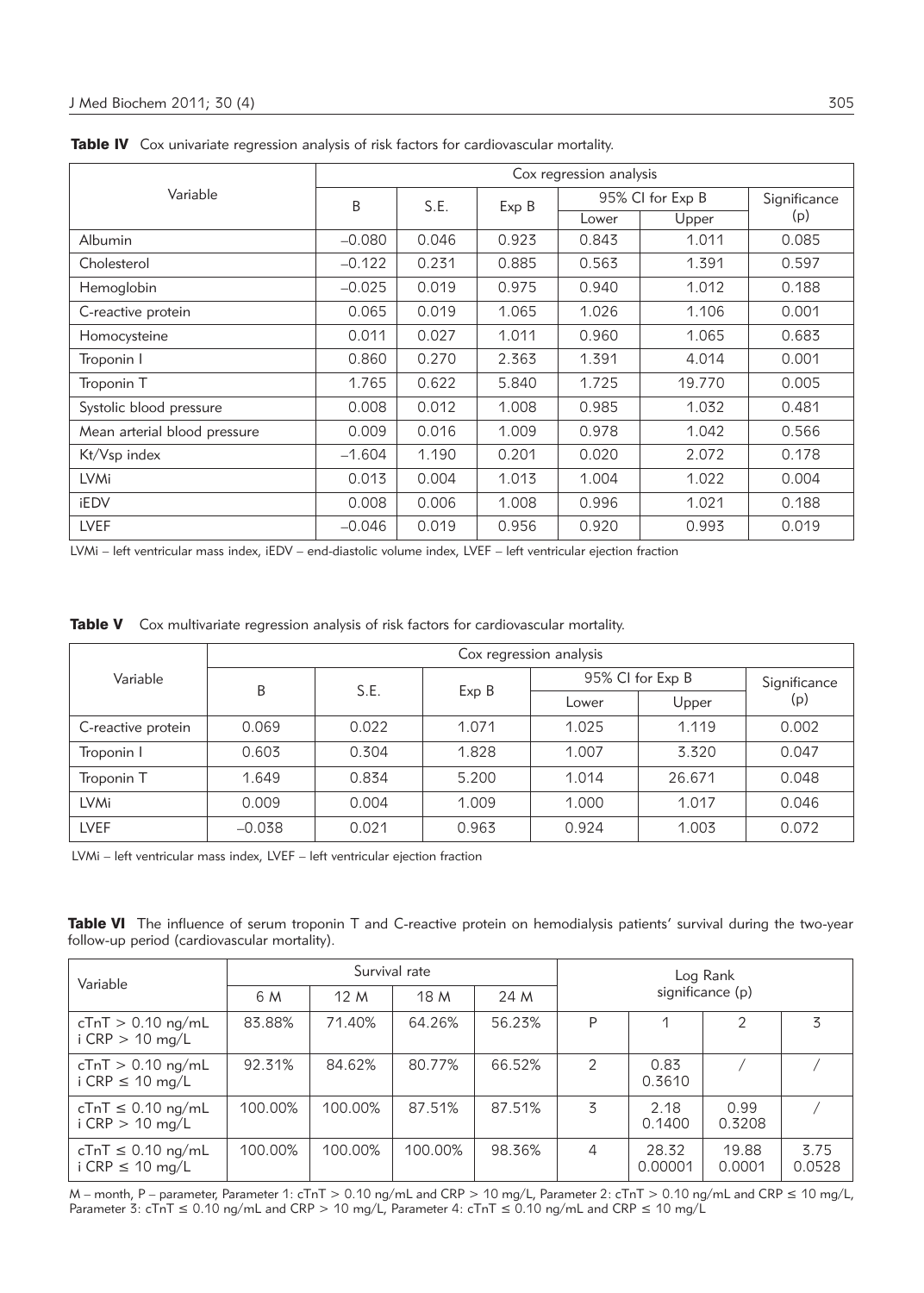**Table IV** Cox univariate regression analysis of risk factors for cardiovascular mortality.

| Variable | Cox regression analysis | | | | | |
|---|---|---|---|---|---|---|
| | B | S.E. | Exp B | 95% CI for Exp B | | Significance (p) |
| | | | | Lower | Upper | |
| Albumin | –0.080 | 0.046 | 0.923 | 0.843 | 1.011 | 0.085 |
| Cholesterol | –0.122 | 0.231 | 0.885 | 0.563 | 1.391 | 0.597 |
| Hemoglobin | –0.025 | 0.019 | 0.975 | 0.940 | 1.012 | 0.188 |
| C-reactive protein | 0.065 | 0.019 | 1.065 | 1.026 | 1.106 | 0.001 |
| Homocysteine | 0.011 | 0.027 | 1.011 | 0.960 | 1.065 | 0.683 |
| Troponin I | 0.860 | 0.270 | 2.363 | 1.391 | 4.014 | 0.001 |
| Troponin T | 1.765 | 0.622 | 5.840 | 1.725 | 19.770 | 0.005 |
| Systolic blood pressure | 0.008 | 0.012 | 1.008 | 0.985 | 1.032 | 0.481 |
| Mean arterial blood pressure | 0.009 | 0.016 | 1.009 | 0.978 | 1.042 | 0.566 |
| Kt/Vsp index | –1.604 | 1.190 | 0.201 | 0.020 | 2.072 | 0.178 |
| LVMi | 0.013 | 0.004 | 1.013 | 1.004 | 1.022 | 0.004 |
| iEDV | 0.008 | 0.006 | 1.008 | 0.996 | 1.021 | 0.188 |
| LVEF | –0.046 | 0.019 | 0.956 | 0.920 | 0.993 | 0.019 |

LVMi – left ventricular mass index, iEDV – end-diastolic volume index, LVEF – left ventricular ejection fraction

**Table V** Cox multivariate regression analysis of risk factors for cardiovascular mortality.

| Variable | Cox regression analysis | | | | | |
|---|---|---|---|---|---|---|
| | B | S.E. | Exp B | 95% CI for Exp B | | Significance (p) |
| | | | | Lower | Upper | |
| C-reactive protein | 0.069 | 0.022 | 1.071 | 1.025 | 1.119 | 0.002 |
| Troponin I | 0.603 | 0.304 | 1.828 | 1.007 | 3.320 | 0.047 |
| Troponin T | 1.649 | 0.834 | 5.200 | 1.014 | 26.671 | 0.048 |
| LVMi | 0.009 | 0.004 | 1.009 | 1.000 | 1.017 | 0.046 |
| LVEF | –0.038 | 0.021 | 0.963 | 0.924 | 1.003 | 0.072 |

LVMi – left ventricular mass index, LVEF – left ventricular ejection fraction

**Table VI** The influence of serum troponin T and C-reactive protein on hemodialysis patients' survival during the two-year follow-up period (cardiovascular mortality).

| Variable | Survival rate | | | | Log Rank significance (p) | | | |
|---|---|---|---|---|---|---|---|---|
| | 6 M | 12 M | 18 M | 24 M | P | 1 | 2 | 3 |
| cTnT > 0.10 ng/mL i CRP > 10 mg/L | 83.88% | 71.40% | 64.26% | 56.23% | P | 1 | 2 | 3 |
| cTnT > 0.10 ng/mL i CRP ≤ 10 mg/L | 92.31% | 84.62% | 80.77% | 66.52% | 2 | 0.83 0.3610 | / | / |
| cTnT ≤ 0.10 ng/mL i CRP > 10 mg/L | 100.00% | 100.00% | 87.51% | 87.51% | 3 | 2.18 0.1400 | 0.99 0.3208 | / |
| cTnT ≤ 0.10 ng/mL i CRP ≤ 10 mg/L | 100.00% | 100.00% | 100.00% | 98.36% | 4 | 28.32 0.00001 | 19.88 0.0001 | 3.75 0.0528 |

M – month, P – parameter, Parameter 1: cTnT > 0.10 ng/mL and CRP > 10 mg/L, Parameter 2: cTnT > 0.10 ng/mL and CRP ≤ 10 mg/L, Parameter 3: cTnT ≤ 0.10 ng/mL and CRP > 10 mg/L, Parameter 4: cTnT ≤ 0.10 ng/mL and CRP ≤ 10 mg/L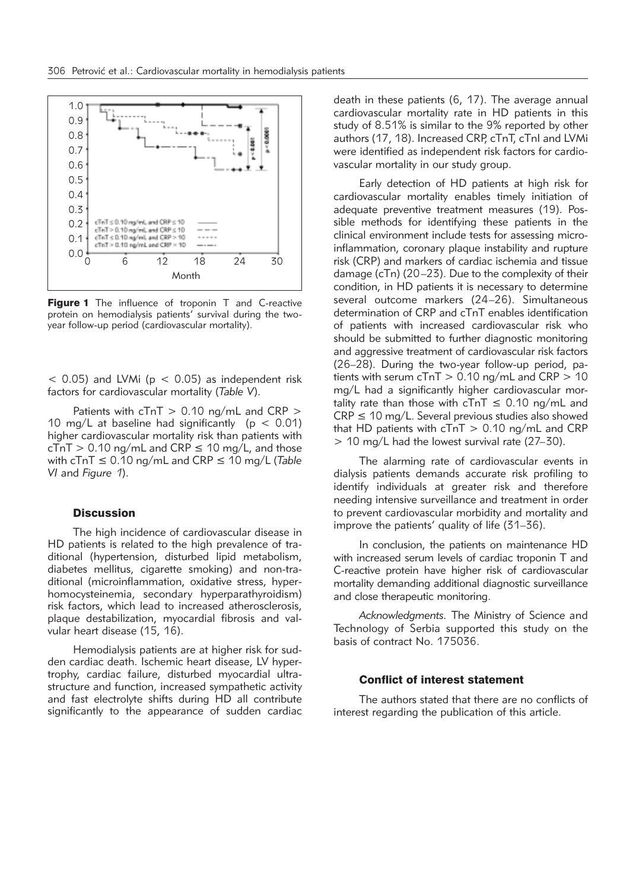**Figure 1** The influence of troponin T and C-reactive protein on hemodialysis patients' survival during the two-year follow-up period (cardiovascular mortality).

< 0.05) and LVMi ($p < 0.05$) as independent risk factors for cardiovascular mortality (*Table V*).

Patients with cTnT > 0.10 ng/mL and CRP > 10 mg/L at baseline had significantly ($p < 0.01$) higher cardiovascular mortality risk than patients with cTnT > 0.10 ng/mL and CRP ≤ 10 mg/L, and those with cTnT ≤ 0.10 ng/mL and CRP ≤ 10 mg/L (*Table VI* and *Figure 1*).

## Discussion

The high incidence of cardiovascular disease in HD patients is related to the high prevalence of traditional (hypertension, disturbed lipid metabolism, diabetes mellitus, cigarette smoking) and non-traditional (microinflammation, oxidative stress, hyperhomocysteinemia, secondary hyperparathyroidism) risk factors, which lead to increased atherosclerosis, plaque destabilization, myocardial fibrosis and valvular heart disease (15, 16).

Hemodialysis patients are at higher risk for sudden cardiac death. Ischemic heart disease, LV hypertrophy, cardiac failure, disturbed myocardial ultrastructure and function, increased sympathetic activity and fast electrolyte shifts during HD all contribute significantly to the appearance of sudden cardiac death in these patients (6, 17). The average annual cardiovascular mortality rate in HD patients in this study of 8.51% is similar to the 9% reported by other authors (17, 18). Increased CRP, cTnT, cTnI and LVMi were identified as independent risk factors for cardiovascular mortality in our study group.

Early detection of HD patients at high risk for cardiovascular mortality enables timely initiation of adequate preventive treatment measures (19). Possible methods for identifying these patients in the clinical environment include tests for assessing microinflammation, coronary plaque instability and rupture risk (CRP) and markers of cardiac ischemia and tissue damage (cTn) (20–23). Due to the complexity of their condition, in HD patients it is necessary to determine several outcome markers (24–26). Simultaneous determination of CRP and cTnT enables identification of patients with increased cardiovascular risk who should be submitted to further diagnostic monitoring and aggressive treatment of cardiovascular risk factors (26–28). During the two-year follow-up period, patients with serum cTnT > 0.10 ng/mL and CRP > 10 mg/L had a significantly higher cardiovascular mortality rate than those with cTnT ≤ 0.10 ng/mL and CRP ≤ 10 mg/L. Several previous studies also showed that HD patients with cTnT > 0.10 ng/mL and CRP > 10 mg/L had the lowest survival rate (27–30).

The alarming rate of cardiovascular events in dialysis patients demands accurate risk profiling to identify individuals at greater risk and therefore needing intensive surveillance and treatment in order to prevent cardiovascular morbidity and mortality and improve the patients' quality of life (31–36).

In conclusion, the patients on maintenance HD with increased serum levels of cardiac troponin T and C-reactive protein have higher risk of cardiovascular mortality demanding additional diagnostic surveillance and close therapeutic monitoring.

*Acknowledgments*. The Ministry of Science and Technology of Serbia supported this study on the basis of contract No. 175036.

### Conflict of interest statement

The authors stated that there are no conflicts of interest regarding the publication of this article.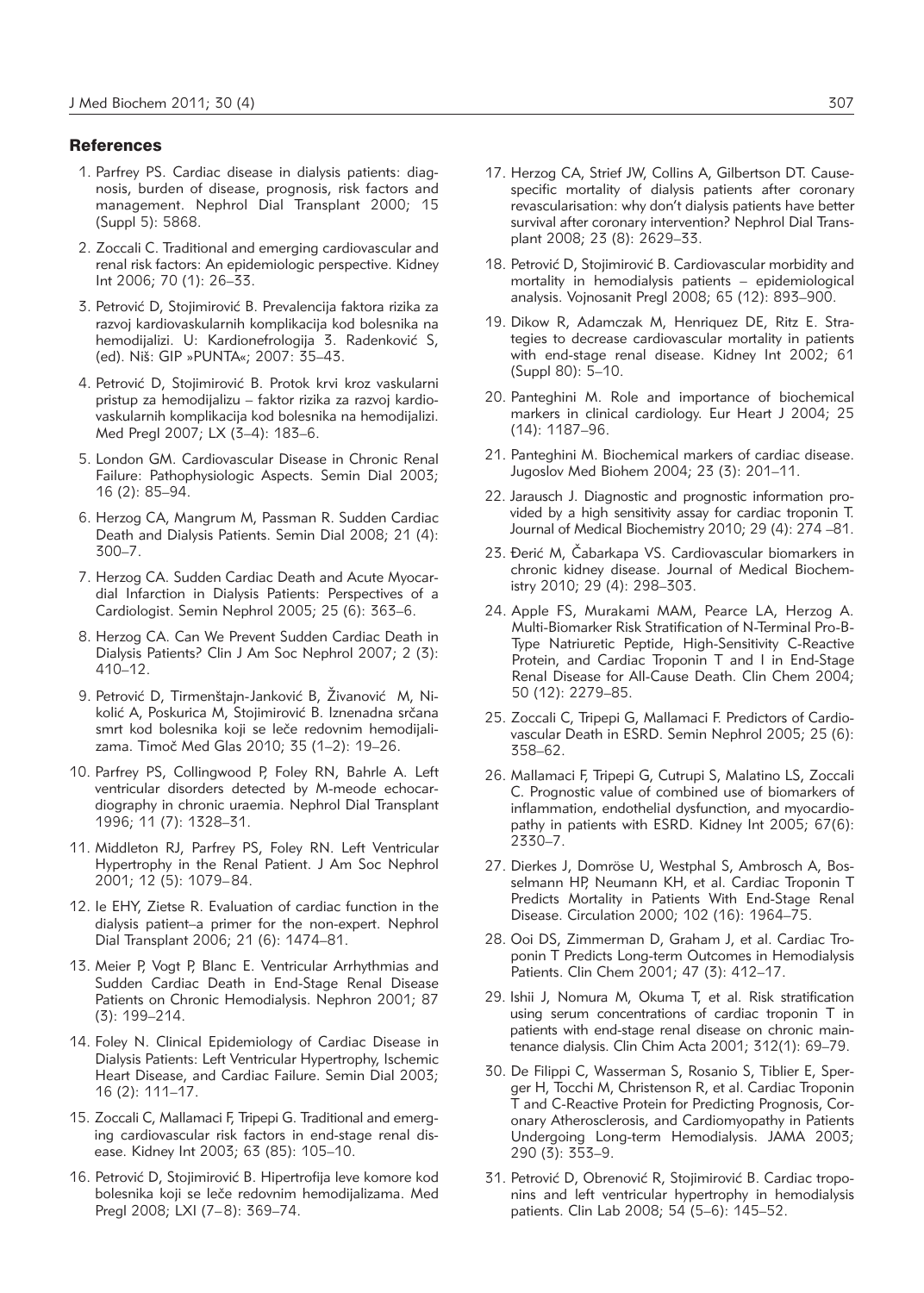## References

1. Parfrey PS. Cardiac disease in dialysis patients: diagnosis, burden of disease, prognosis, risk factors and management. Nephrol Dial Transplant 2000; 15 (Suppl 5): 5868.
2. Zoccali C. Traditional and emerging cardiovascular and renal risk factors: An epidemiologic perspective. Kidney Int 2006; 70 (1): 26–33.
3. Petrović D, Stojimirović B. Prevalencija faktora rizika za razvoj kardiovaskularnih komplikacija kod bolesnika na hemodijalizi. U: Kardionefrologija 3. Radenković S, (ed). Niš: GIP »PUNTA«; 2007: 35–43.
4. Petrović D, Stojimirović B. Protok krvi kroz vaskularni pristup za hemodijalizu – faktor rizika za razvoj kardiovaskularnih komplikacija kod bolesnika na hemodijalizi. Med Pregl 2007; LX (3–4): 183–6.
5. London GM. Cardiovascular Disease in Chronic Renal Failure: Pathophysiologic Aspects. Semin Dial 2003; 16 (2): 85–94.
6. Herzog CA, Mangrum M, Passman R. Sudden Cardiac Death and Dialysis Patients. Semin Dial 2008; 21 (4): 300–7.
7. Herzog CA. Sudden Cardiac Death and Acute Myocardial Infarction in Dialysis Patients: Perspectives of a Cardiologist. Semin Nephrol 2005; 25 (6): 363–6.
8. Herzog CA. Can We Prevent Sudden Cardiac Death in Dialysis Patients? Clin J Am Soc Nephrol 2007; 2 (3): 410–12.
9. Petrović D, Tirmenštajn-Janković B, Živanović M, Nikolić A, Poskurica M, Stojimirović B. Iznenadna srčana smrt kod bolesnika koji se leče redovnim hemodijalizama. Timoč Med Glas 2010; 35 (1–2): 19–26.
10. Parfrey PS, Collingwood P, Foley RN, Bahrle A. Left ventricular disorders detected by M-meode echocardiography in chronic uraemia. Nephrol Dial Transplant 1996; 11 (7): 1328–31.
11. Middleton RJ, Parfrey PS, Foley RN. Left Ventricular Hypertrophy in the Renal Patient. J Am Soc Nephrol 2001; 12 (5): 1079–84.
12. Ie EHY, Zietse R. Evaluation of cardiac function in the dialysis patient–a primer for the non-expert. Nephrol Dial Transplant 2006; 21 (6): 1474–81.
13. Meier P, Vogt P, Blanc E. Ventricular Arrhythmias and Sudden Cardiac Death in End-Stage Renal Disease Patients on Chronic Hemodialysis. Nephron 2001; 87 (3): 199–214.
14. Foley N. Clinical Epidemiology of Cardiac Disease in Dialysis Patients: Left Ventricular Hypertrophy, Ischemic Heart Disease, and Cardiac Failure. Semin Dial 2003; 16 (2): 111–17.
15. Zoccali C, Mallamaci F, Tripepi G. Traditional and emerging cardiovascular risk factors in end-stage renal disease. Kidney Int 2003; 63 (85): 105–10.
16. Petrović D, Stojimirović B. Hipertrofija leve komore kod bolesnika koji se leče redovnim hemodijalizama. Med Pregl 2008; LXI (7–8): 369–74.
17. Herzog CA, Strief JW, Collins A, Gilbertson DT. Cause-specific mortality of dialysis patients after coronary revascularisation: why don't dialysis patients have better survival after coronary intervention? Nephrol Dial Transplant 2008; 23 (8): 2629–33.
18. Petrović D, Stojimirović B. Cardiovascular morbidity and mortality in hemodialysis patients – epidemiological analysis. Vojnosanit Pregl 2008; 65 (12): 893–900.
19. Dikow R, Adamczak M, Henriquez DE, Ritz E. Strategies to decrease cardiovascular mortality in patients with end-stage renal disease. Kidney Int 2002; 61 (Suppl 80): 5–10.
20. Panteghini M. Role and importance of biochemical markers in clinical cardiology. Eur Heart J 2004; 25 (14): 1187–96.
21. Panteghini M. Biochemical markers of cardiac disease. Jugoslov Med Biohem 2004; 23 (3): 201–11.
22. Jarausch J. Diagnostic and prognostic information provided by a high sensitivity assay for cardiac troponin T. Journal of Medical Biochemistry 2010; 29 (4): 274 –81.
23. Đerić M, Čabarkapa VS. Cardiovascular biomarkers in chronic kidney disease. Journal of Medical Biochemistry 2010; 29 (4): 298–303.
24. Apple FS, Murakami MAM, Pearce LA, Herzog A. Multi-Biomarker Risk Stratification of N-Terminal Pro-B-Type Natriuretic Peptide, High-Sensitivity C-Reactive Protein, and Cardiac Troponin T and I in End-Stage Renal Disease for All-Cause Death. Clin Chem 2004; 50 (12): 2279–85.
25. Zoccali C, Tripepi G, Mallamaci F. Predictors of Cardiovascular Death in ESRD. Semin Nephrol 2005; 25 (6): 358–62.
26. Mallamaci F, Tripepi G, Cutrupi S, Malatino LS, Zoccali C. Prognostic value of combined use of biomarkers of inflammation, endothelial dysfunction, and myocardiopathy in patients with ESRD. Kidney Int 2005; 67(6): 2330–7.
27. Dierkes J, Domröse U, Westphal S, Ambrosch A, Bosselmann HP, Neumann KH, et al. Cardiac Troponin T Predicts Mortality in Patients With End-Stage Renal Disease. Circulation 2000; 102 (16): 1964–75.
28. Ooi DS, Zimmerman D, Graham J, et al. Cardiac Troponin T Predicts Long-term Outcomes in Hemodialysis Patients. Clin Chem 2001; 47 (3): 412–17.
29. Ishii J, Nomura M, Okuma T, et al. Risk stratification using serum concentrations of cardiac troponin T in patients with end-stage renal disease on chronic maintenance dialysis. Clin Chim Acta 2001; 312(1): 69–79.
30. De Filippi C, Wasserman S, Rosanio S, Tiblier E, Sperger H, Tocchi M, Christenson R, et al. Cardiac Troponin T and C-Reactive Protein for Predicting Prognosis, Coronary Atherosclerosis, and Cardiomyopathy in Patients Undergoing Long-term Hemodialysis. JAMA 2003; 290 (3): 353–9.
31. Petrović D, Obrenović R, Stojimirović B. Cardiac troponins and left ventricular hypertrophy in hemodialysis patients. Clin Lab 2008; 54 (5–6): 145–52.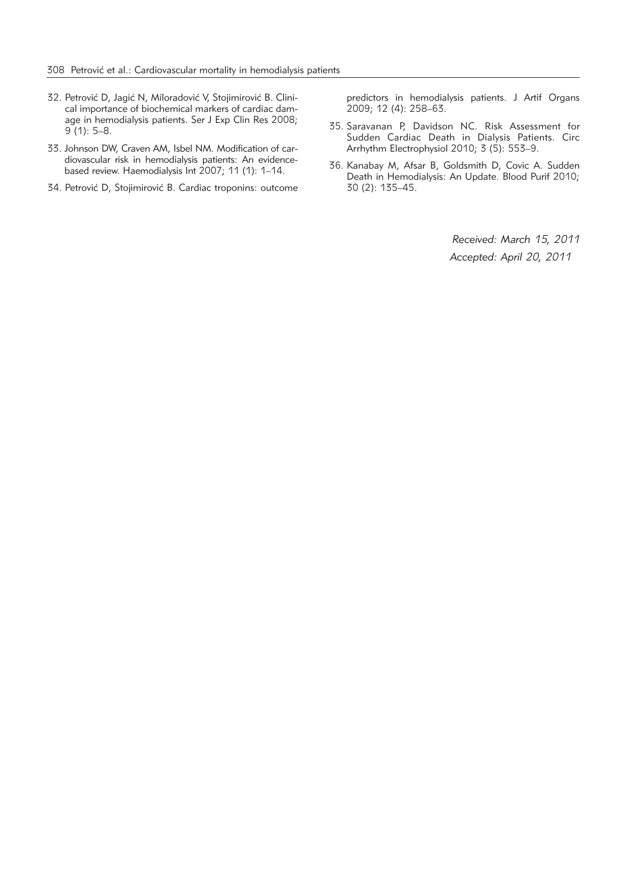32. Petrović D, Jagić N, Miloradović V, Stojimirović B. Clinical importance of biochemical markers of cardiac damage in hemodialysis patients. Ser J Exp Clin Res 2008; 9 (1): 5–8.
33. Johnson DW, Craven AM, Isbel NM. Modification of cardiovascular risk in hemodialysis patients: An evidence-based review. Haemodialysis Int 2007; 11 (1): 1–14.
34. Petrović D, Stojimirović B. Cardiac troponins: outcome predictors in hemodialysis patients. J Artif Organs 2009; 12 (4): 258–63.
35. Saravanan P, Davidson NC. Risk Assessment for Sudden Cardiac Death in Dialysis Patients. Circ Arrhythm Electrophysiol 2010; 3 (5): 553–9.
36. Kanabay M, Afsar B, Goldsmith D, Covic A. Sudden Death in Hemodialysis: An Update. Blood Purif 2010; 30 (2): 135–45.

*Received: March 15, 2011*
*Accepted: April 20, 2011*